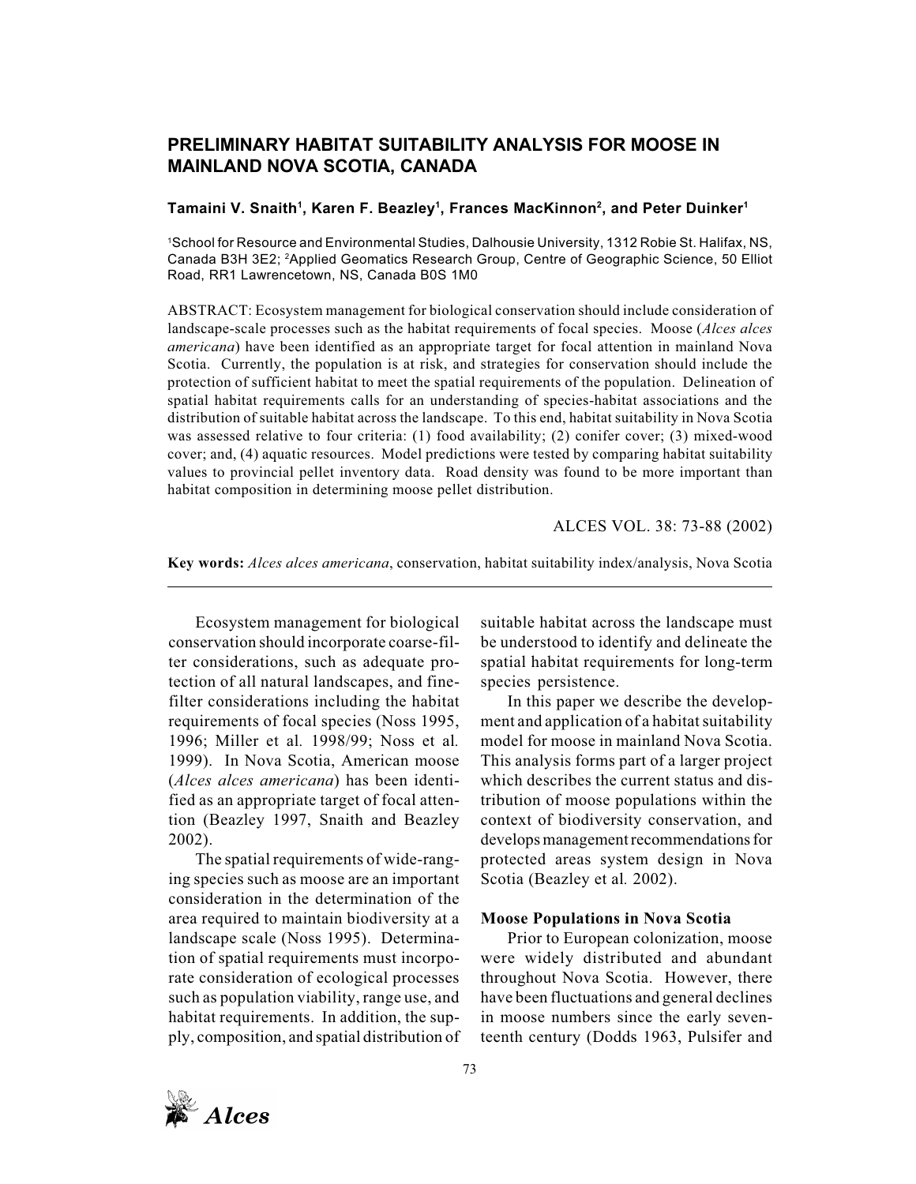# PRELIMINARY HABITAT SUITABILITY ANALYSIS FOR MOOSE IN MAINLAND NOVA SCOTIA, CANADA

**Tamaini V. Snaith[1], Karen F. Beazley[1], Frances MacKinnon[2], and Peter Duinker[1]**

[1]School for Resource and Environmental Studies, Dalhousie University, 1312 Robie St. Halifax, NS, Canada B3H 3E2; [2]Applied Geomatics Research Group, Centre of Geographic Science, 50 Elliot Road, RR1 Lawrencetown, NS, Canada B0S 1M0

ABSTRACT: Ecosystem management for biological conservation should include consideration of landscape-scale processes such as the habitat requirements of focal species. Moose (*Alces alces americana*) have been identified as an appropriate target for focal attention in mainland Nova Scotia. Currently, the population is at risk, and strategies for conservation should include the protection of sufficient habitat to meet the spatial requirements of the population. Delineation of spatial habitat requirements calls for an understanding of species-habitat associations and the distribution of suitable habitat across the landscape. To this end, habitat suitability in Nova Scotia was assessed relative to four criteria: (1) food availability; (2) conifer cover; (3) mixed-wood cover; and, (4) aquatic resources. Model predictions were tested by comparing habitat suitability values to provincial pellet inventory data. Road density was found to be more important than habitat composition in determining moose pellet distribution.

ALCES VOL. 38: 73-88 (2002)

**Key words:** *Alces alces americana*, conservation, habitat suitability index/analysis, Nova Scotia

Ecosystem management for biological conservation should incorporate coarse-filter considerations, such as adequate protection of all natural landscapes, and fine-filter considerations including the habitat requirements of focal species (Noss 1995, 1996; Miller et al. 1998/99; Noss et al. 1999). In Nova Scotia, American moose (*Alces alces americana*) has been identified as an appropriate target of focal attention (Beazley 1997, Snaith and Beazley 2002).

The spatial requirements of wide-ranging species such as moose are an important consideration in the determination of the area required to maintain biodiversity at a landscape scale (Noss 1995). Determination of spatial requirements must incorporate consideration of ecological processes such as population viability, range use, and habitat requirements. In addition, the supply, composition, and spatial distribution of suitable habitat across the landscape must be understood to identify and delineate the spatial habitat requirements for long-term species persistence.

In this paper we describe the development and application of a habitat suitability model for moose in mainland Nova Scotia. This analysis forms part of a larger project which describes the current status and distribution of moose populations within the context of biodiversity conservation, and develops management recommendations for protected areas system design in Nova Scotia (Beazley et al. 2002).

## Moose Populations in Nova Scotia

Prior to European colonization, moose were widely distributed and abundant throughout Nova Scotia. However, there have been fluctuations and general declines in moose numbers since the early seventeenth century (Dodds 1963, Pulsifer and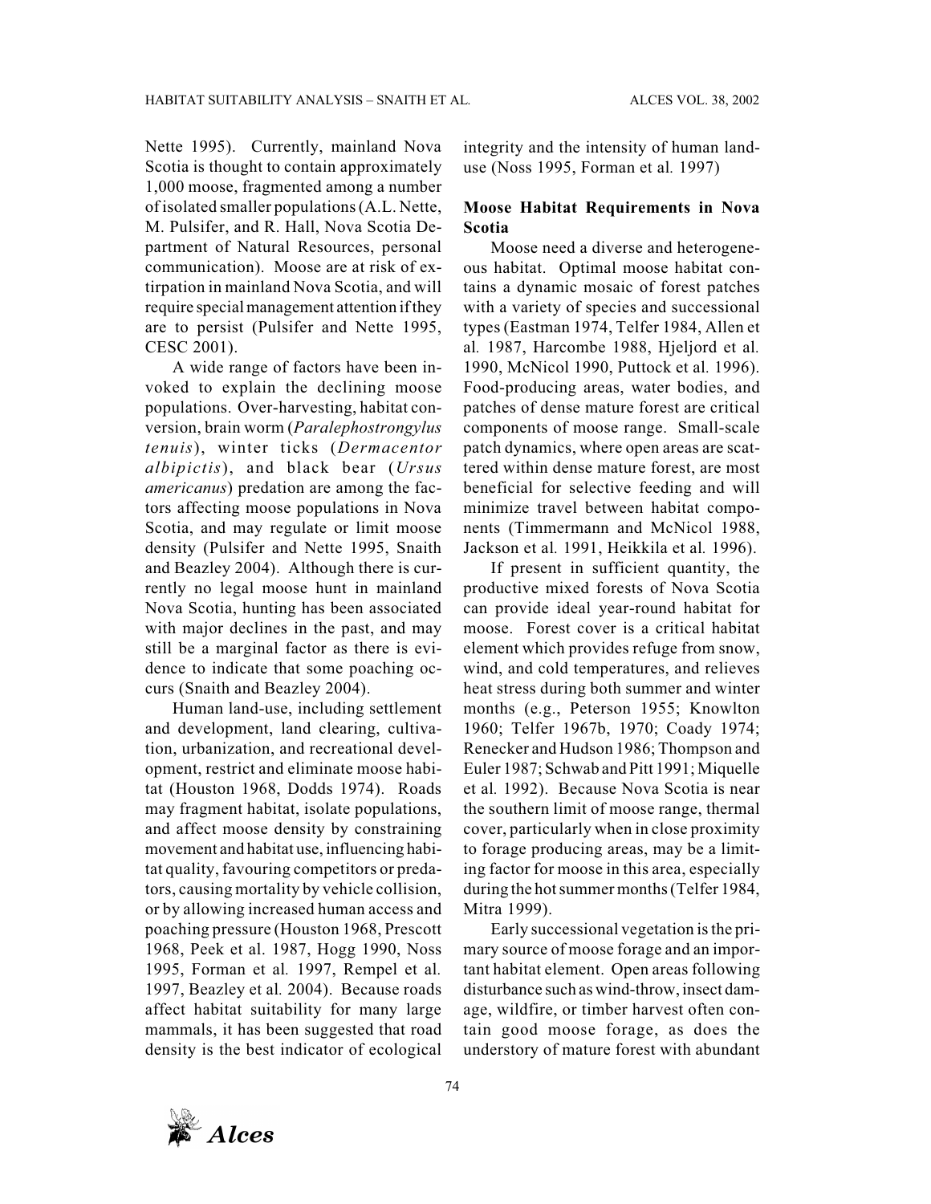Nette 1995). Currently, mainland Nova Scotia is thought to contain approximately 1,000 moose, fragmented among a number of isolated smaller populations (A.L. Nette, M. Pulsifer, and R. Hall, Nova Scotia Department of Natural Resources, personal communication). Moose are at risk of extirpation in mainland Nova Scotia, and will require special management attention if they are to persist (Pulsifer and Nette 1995, CESC 2001).

A wide range of factors have been invoked to explain the declining moose populations. Over-harvesting, habitat conversion, brain worm (*Paralephostrongylus tenuis*), winter ticks (*Dermacentor albipictis*), and black bear (*Ursus americanus*) predation are among the factors affecting moose populations in Nova Scotia, and may regulate or limit moose density (Pulsifer and Nette 1995, Snaith and Beazley 2004). Although there is currently no legal moose hunt in mainland Nova Scotia, hunting has been associated with major declines in the past, and may still be a marginal factor as there is evidence to indicate that some poaching occurs (Snaith and Beazley 2004).

Human land-use, including settlement and development, land clearing, cultivation, urbanization, and recreational development, restrict and eliminate moose habitat (Houston 1968, Dodds 1974). Roads may fragment habitat, isolate populations, and affect moose density by constraining movement and habitat use, influencing habitat quality, favouring competitors or predators, causing mortality by vehicle collision, or by allowing increased human access and poaching pressure (Houston 1968, Prescott 1968, Peek et al. 1987, Hogg 1990, Noss 1995, Forman et al. 1997, Rempel et al. 1997, Beazley et al. 2004). Because roads affect habitat suitability for many large mammals, it has been suggested that road density is the best indicator of ecological integrity and the intensity of human land-use (Noss 1995, Forman et al. 1997)

**Moose Habitat Requirements in Nova Scotia**

Moose need a diverse and heterogeneous habitat. Optimal moose habitat contains a dynamic mosaic of forest patches with a variety of species and successional types (Eastman 1974, Telfer 1984, Allen et al. 1987, Harcombe 1988, Hjeljord et al. 1990, McNicol 1990, Puttock et al. 1996). Food-producing areas, water bodies, and patches of dense mature forest are critical components of moose range. Small-scale patch dynamics, where open areas are scattered within dense mature forest, are most beneficial for selective feeding and will minimize travel between habitat components (Timmermann and McNicol 1988, Jackson et al. 1991, Heikkila et al. 1996).

If present in sufficient quantity, the productive mixed forests of Nova Scotia can provide ideal year-round habitat for moose. Forest cover is a critical habitat element which provides refuge from snow, wind, and cold temperatures, and relieves heat stress during both summer and winter months (e.g., Peterson 1955; Knowlton 1960; Telfer 1967b, 1970; Coady 1974; Renecker and Hudson 1986; Thompson and Euler 1987; Schwab and Pitt 1991; Miquelle et al. 1992). Because Nova Scotia is near the southern limit of moose range, thermal cover, particularly when in close proximity to forage producing areas, may be a limiting factor for moose in this area, especially during the hot summer months (Telfer 1984, Mitra 1999).

Early successional vegetation is the primary source of moose forage and an important habitat element. Open areas following disturbance such as wind-throw, insect damage, wildfire, or timber harvest often contain good moose forage, as does the understory of mature forest with abundant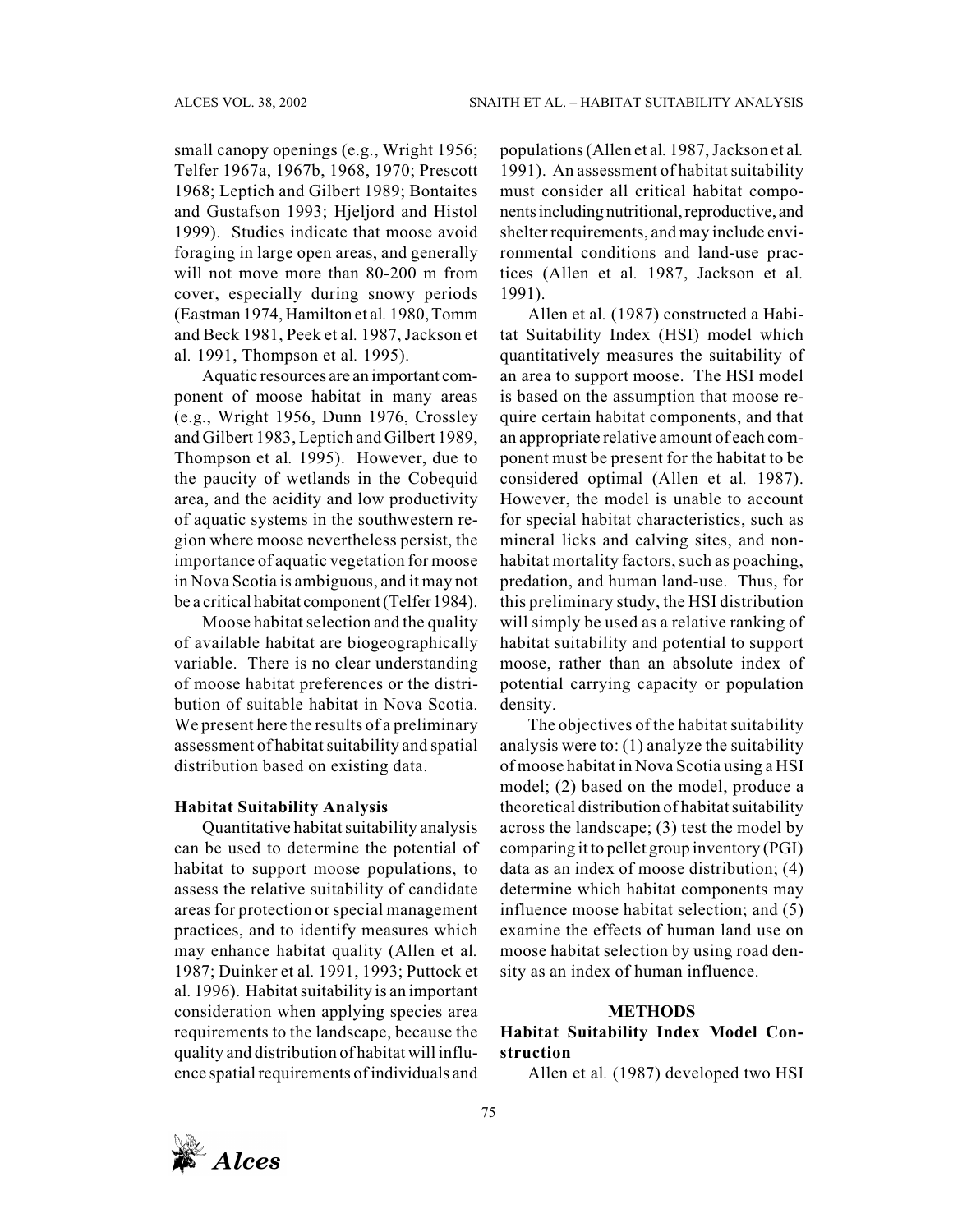small canopy openings (e.g., Wright 1956; Telfer 1967a, 1967b, 1968, 1970; Prescott 1968; Leptich and Gilbert 1989; Bontaites and Gustafson 1993; Hjeljord and Histol 1999). Studies indicate that moose avoid foraging in large open areas, and generally will not move more than 80-200 m from cover, especially during snowy periods (Eastman 1974, Hamilton et al. 1980, Tomm and Beck 1981, Peek et al. 1987, Jackson et al. 1991, Thompson et al. 1995).

Aquatic resources are an important component of moose habitat in many areas (e.g., Wright 1956, Dunn 1976, Crossley and Gilbert 1983, Leptich and Gilbert 1989, Thompson et al. 1995). However, due to the paucity of wetlands in the Cobequid area, and the acidity and low productivity of aquatic systems in the southwestern region where moose nevertheless persist, the importance of aquatic vegetation for moose in Nova Scotia is ambiguous, and it may not be a critical habitat component (Telfer 1984).

Moose habitat selection and the quality of available habitat are biogeographically variable. There is no clear understanding of moose habitat preferences or the distribution of suitable habitat in Nova Scotia. We present here the results of a preliminary assessment of habitat suitability and spatial distribution based on existing data.

### Habitat Suitability Analysis

Quantitative habitat suitability analysis can be used to determine the potential of habitat to support moose populations, to assess the relative suitability of candidate areas for protection or special management practices, and to identify measures which may enhance habitat quality (Allen et al. 1987; Duinker et al. 1991, 1993; Puttock et al. 1996). Habitat suitability is an important consideration when applying species area requirements to the landscape, because the quality and distribution of habitat will influence spatial requirements of individuals and populations (Allen et al. 1987, Jackson et al. 1991). An assessment of habitat suitability must consider all critical habitat components including nutritional, reproductive, and shelter requirements, and may include environmental conditions and land-use practices (Allen et al. 1987, Jackson et al. 1991).

Allen et al. (1987) constructed a Habitat Suitability Index (HSI) model which quantitatively measures the suitability of an area to support moose. The HSI model is based on the assumption that moose require certain habitat components, and that an appropriate relative amount of each component must be present for the habitat to be considered optimal (Allen et al. 1987). However, the model is unable to account for special habitat characteristics, such as mineral licks and calving sites, and non-habitat mortality factors, such as poaching, predation, and human land-use. Thus, for this preliminary study, the HSI distribution will simply be used as a relative ranking of habitat suitability and potential to support moose, rather than an absolute index of potential carrying capacity or population density.

The objectives of the habitat suitability analysis were to: (1) analyze the suitability of moose habitat in Nova Scotia using a HSI model; (2) based on the model, produce a theoretical distribution of habitat suitability across the landscape; (3) test the model by comparing it to pellet group inventory (PGI) data as an index of moose distribution; (4) determine which habitat components may influence moose habitat selection; and (5) examine the effects of human land use on moose habitat selection by using road density as an index of human influence.

## METHODS

### Habitat Suitability Index Model Construction

Allen et al. (1987) developed two HSI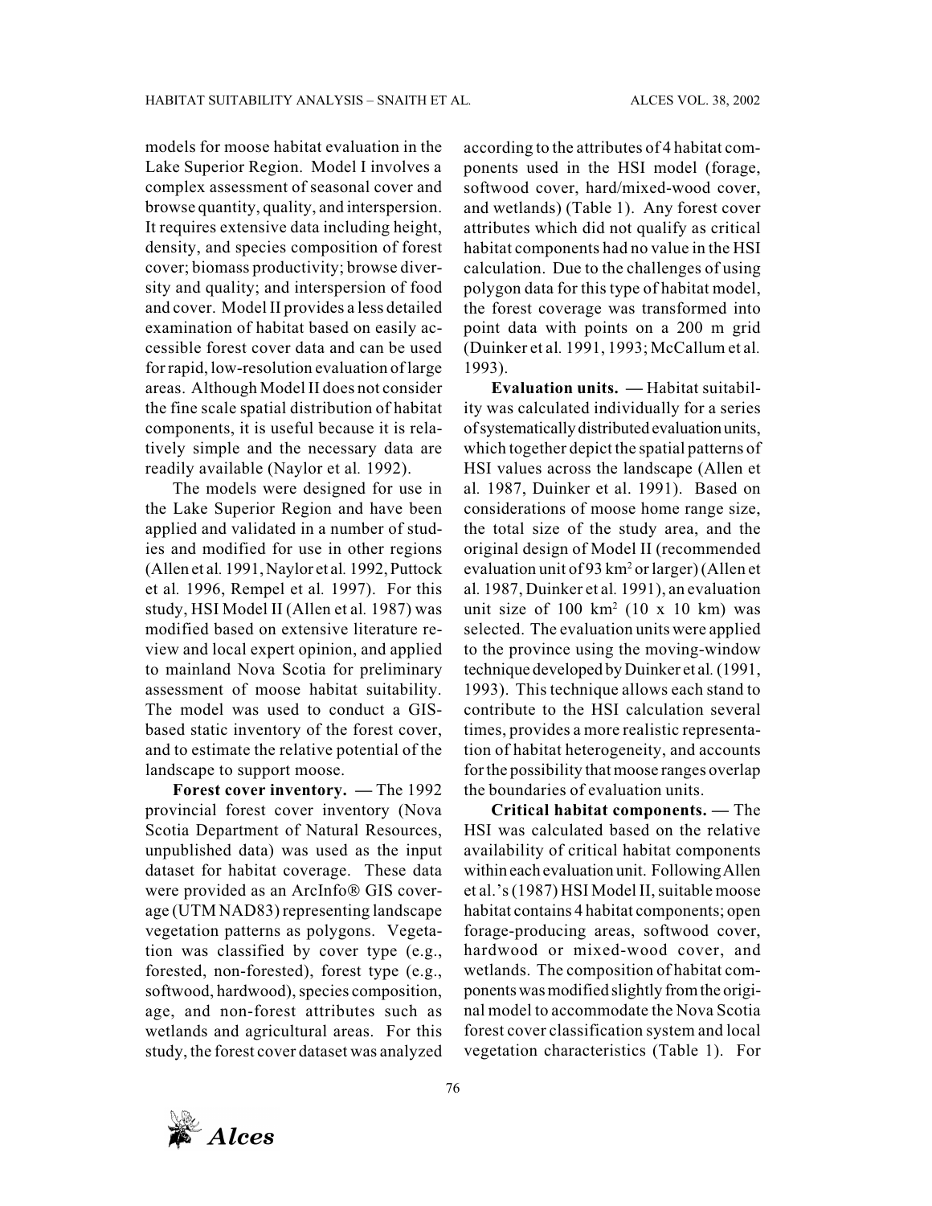models for moose habitat evaluation in the Lake Superior Region. Model I involves a complex assessment of seasonal cover and browse quantity, quality, and interspersion. It requires extensive data including height, density, and species composition of forest cover; biomass productivity; browse diversity and quality; and interspersion of food and cover. Model II provides a less detailed examination of habitat based on easily accessible forest cover data and can be used for rapid, low-resolution evaluation of large areas. Although Model II does not consider the fine scale spatial distribution of habitat components, it is useful because it is relatively simple and the necessary data are readily available (Naylor et al. 1992).

The models were designed for use in the Lake Superior Region and have been applied and validated in a number of studies and modified for use in other regions (Allen et al. 1991, Naylor et al. 1992, Puttock et al. 1996, Rempel et al. 1997). For this study, HSI Model II (Allen et al. 1987) was modified based on extensive literature review and local expert opinion, and applied to mainland Nova Scotia for preliminary assessment of moose habitat suitability. The model was used to conduct a GIS-based static inventory of the forest cover, and to estimate the relative potential of the landscape to support moose.

**Forest cover inventory. —** The 1992 provincial forest cover inventory (Nova Scotia Department of Natural Resources, unpublished data) was used as the input dataset for habitat coverage. These data were provided as an ArcInfo® GIS coverage (UTM NAD83) representing landscape vegetation patterns as polygons. Vegetation was classified by cover type (e.g., forested, non-forested), forest type (e.g., softwood, hardwood), species composition, age, and non-forest attributes such as wetlands and agricultural areas. For this study, the forest cover dataset was analyzed according to the attributes of 4 habitat components used in the HSI model (forage, softwood cover, hard/mixed-wood cover, and wetlands) (Table 1). Any forest cover attributes which did not qualify as critical habitat components had no value in the HSI calculation. Due to the challenges of using polygon data for this type of habitat model, the forest coverage was transformed into point data with points on a 200 m grid (Duinker et al. 1991, 1993; McCallum et al. 1993).

**Evaluation units. —** Habitat suitability was calculated individually for a series of systematically distributed evaluation units, which together depict the spatial patterns of HSI values across the landscape (Allen et al. 1987, Duinker et al. 1991). Based on considerations of moose home range size, the total size of the study area, and the original design of Model II (recommended evaluation unit of 93 km$^2$ or larger) (Allen et al. 1987, Duinker et al. 1991), an evaluation unit size of 100 km$^2$ (10 x 10 km) was selected. The evaluation units were applied to the province using the moving-window technique developed by Duinker et al. (1991, 1993). This technique allows each stand to contribute to the HSI calculation several times, provides a more realistic representation of habitat heterogeneity, and accounts for the possibility that moose ranges overlap the boundaries of evaluation units.

**Critical habitat components. —** The HSI was calculated based on the relative availability of critical habitat components within each evaluation unit. Following Allen et al.'s (1987) HSI Model II, suitable moose habitat contains 4 habitat components; open forage-producing areas, softwood cover, hardwood or mixed-wood cover, and wetlands. The composition of habitat components was modified slightly from the original model to accommodate the Nova Scotia forest cover classification system and local vegetation characteristics (Table 1). For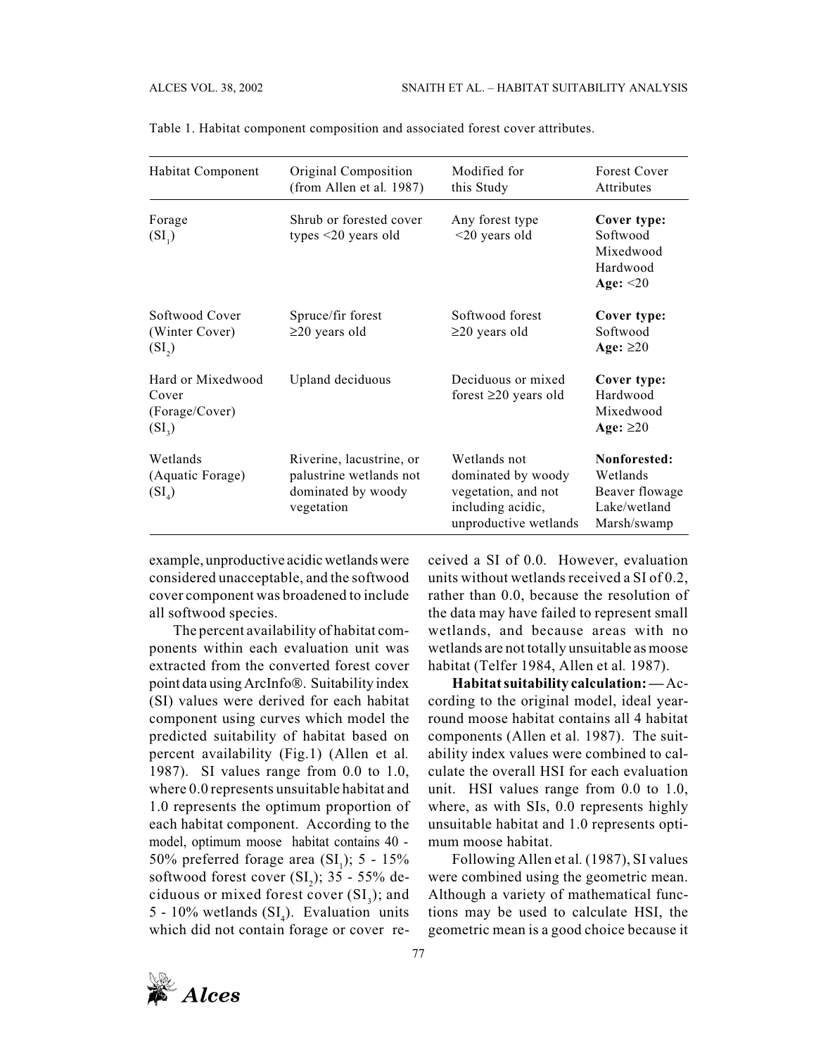Table 1. Habitat component composition and associated forest cover attributes.

| Habitat Component | Original Composition (from Allen et al. 1987) | Modified for this Study | Forest Cover Attributes |
|---|---|---|---|
| Forage ($SI_1$) | Shrub or forested cover types <20 years old | Any forest type <20 years old | **Cover type:** Softwood Mixedwood Hardwood **Age:** <20 |
| Softwood Cover (Winter Cover) ($SI_2$) | Spruce/fir forest ≥20 years old | Softwood forest ≥20 years old | **Cover type:** Softwood **Age:** ≥20 |
| Hard or Mixedwood Cover (Forage/Cover) ($SI_3$) | Upland deciduous | Deciduous or mixed forest ≥20 years old | **Cover type:** Hardwood Mixedwood **Age:** ≥20 |
| Wetlands (Aquatic Forage) ($SI_4$) | Riverine, lacustrine, or palustrine wetlands not dominated by woody vegetation | Wetlands not dominated by woody vegetation, and not including acidic, unproductive wetlands | **Nonforested:** Wetlands Beaver flowage Lake/wetland Marsh/swamp |

example, unproductive acidic wetlands were considered unacceptable, and the softwood cover component was broadened to include all softwood species.

The percent availability of habitat components within each evaluation unit was extracted from the converted forest cover point data using ArcInfo®. Suitability index (SI) values were derived for each habitat component using curves which model the predicted suitability of habitat based on percent availability (Fig.1) (Allen et al. 1987). SI values range from 0.0 to 1.0, where 0.0 represents unsuitable habitat and 1.0 represents the optimum proportion of each habitat component. According to the model, optimum moose habitat contains 40 - 50% preferred forage area ($SI_1$); 5 - 15% softwood forest cover ($SI_2$); 35 - 55% deciduous or mixed forest cover ($SI_3$); and 5 - 10% wetlands ($SI_4$). Evaluation units which did not contain forage or cover received a SI of 0.0. However, evaluation units without wetlands received a SI of 0.2, rather than 0.0, because the resolution of the data may have failed to represent small wetlands, and because areas with no wetlands are not totally unsuitable as moose habitat (Telfer 1984, Allen et al. 1987).

**Habitat suitability calculation: —** According to the original model, ideal year-round moose habitat contains all 4 habitat components (Allen et al. 1987). The suitability index values were combined to calculate the overall HSI for each evaluation unit. HSI values range from 0.0 to 1.0, where, as with SIs, 0.0 represents highly unsuitable habitat and 1.0 represents optimum moose habitat.

Following Allen et al. (1987), SI values were combined using the geometric mean. Although a variety of mathematical functions may be used to calculate HSI, the geometric mean is a good choice because it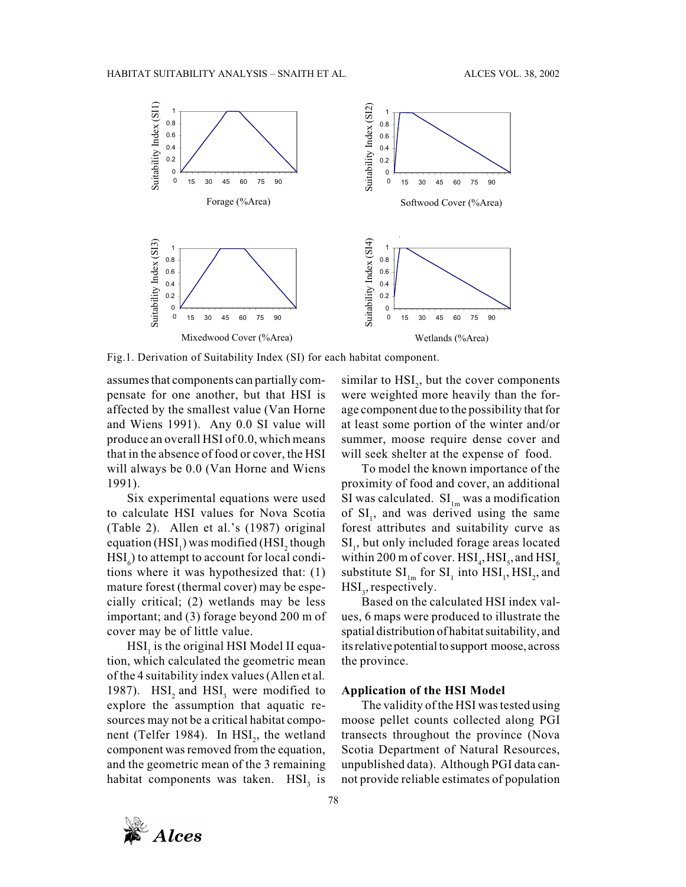Fig.1. Derivation of Suitability Index (SI) for each habitat component.

assumes that components can partially compensate for one another, but that HSI is affected by the smallest value (Van Horne and Wiens 1991). Any 0.0 SI value will produce an overall HSI of 0.0, which means that in the absence of food or cover, the HSI will always be 0.0 (Van Horne and Wiens 1991).

Six experimental equations were used to calculate HSI values for Nova Scotia (Table 2). Allen et al.'s (1987) original equation ($HSI_1$) was modified ($HSI_2$ though $HSI_6$) to attempt to account for local conditions where it was hypothesized that: (1) mature forest (thermal cover) may be especially critical; (2) wetlands may be less important; and (3) forage beyond 200 m of cover may be of little value.

$HSI_1$ is the original HSI Model II equation, which calculated the geometric mean of the 4 suitability index values (Allen et al. 1987). $HSI_2$ and $HSI_3$ were modified to explore the assumption that aquatic resources may not be a critical habitat component (Telfer 1984). In $HSI_2$, the wetland component was removed from the equation, and the geometric mean of the 3 remaining habitat components was taken. $HSI_3$ is similar to $HSI_2$, but the cover components were weighted more heavily than the forage component due to the possibility that for at least some portion of the winter and/or summer, moose require dense cover and will seek shelter at the expense of food.

To model the known importance of the proximity of food and cover, an additional SI was calculated. $SI_{1m}$ was a modification of $SI_1$, and was derived using the same forest attributes and suitability curve as $SI_1$, but only included forage areas located within 200 m of cover. $HSI_4$, $HSI_5$, and $HSI_6$ substitute $SI_{1m}$ for $SI_1$ into $HSI_1$, $HSI_2$, and $HSI_3$, respectively.

Based on the calculated HSI index values, 6 maps were produced to illustrate the spatial distribution of habitat suitability, and its relative potential to support moose, across the province.

## Application of the HSI Model

The validity of the HSI was tested using moose pellet counts collected along PGI transects throughout the province (Nova Scotia Department of Natural Resources, unpublished data). Although PGI data cannot provide reliable estimates of population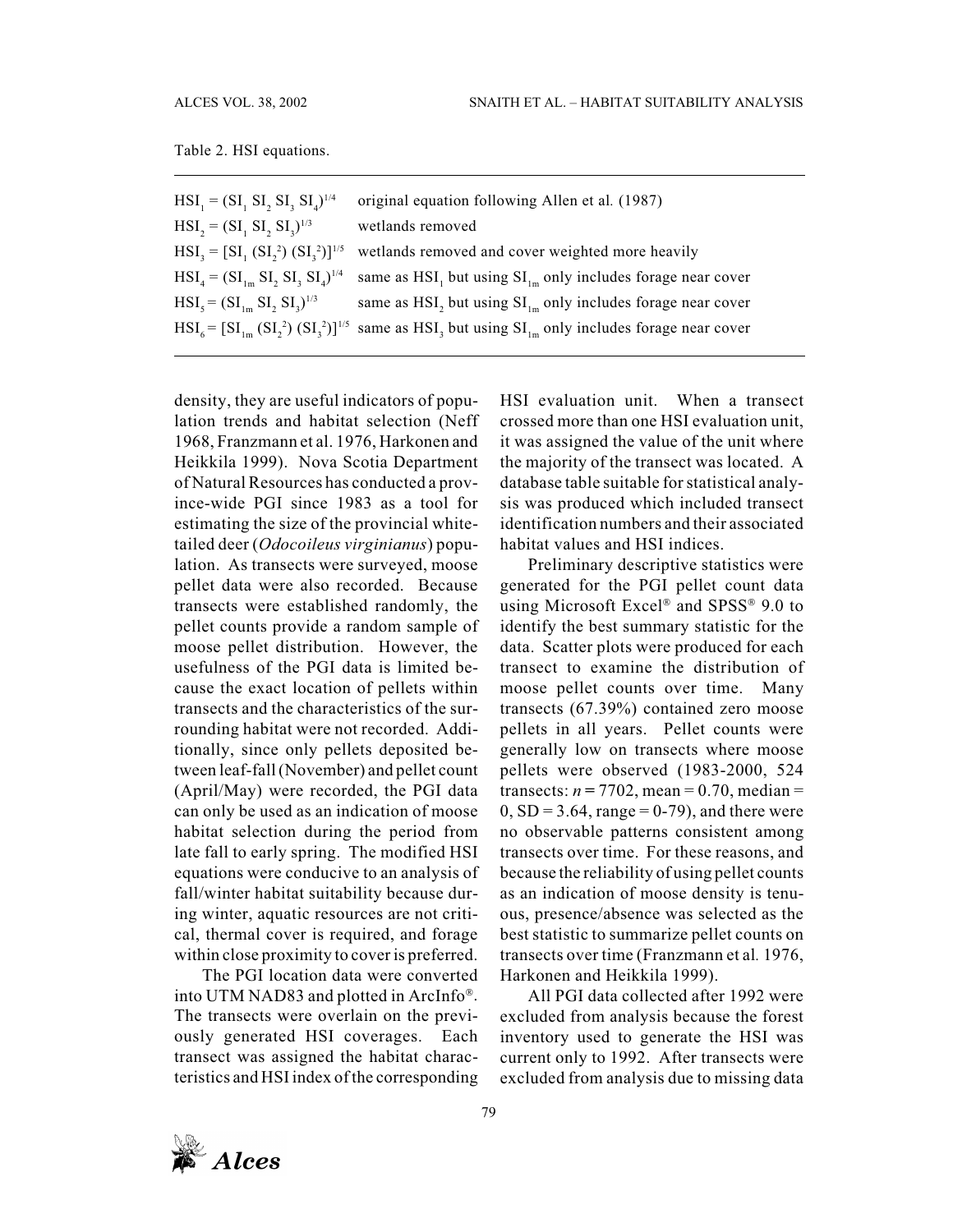Table 2. HSI equations.

| | |
|---|---|
| $HSI_1 = (SI_1\ SI_2\ SI_3\ SI_4)^{1/4}$ | original equation following Allen et al*.* (1987) |
| $HSI_2 = (SI_1\ SI_2\ SI_3)^{1/3}$ | wetlands removed |
| $HSI_3 = [SI_1\ (SI_2^2)\ (SI_3^2)]^{1/5}$ | wetlands removed and cover weighted more heavily |
| $HSI_4 = (SI_{1m}\ SI_2\ SI_3\ SI_4)^{1/4}$ | same as $HSI_1$ but using $SI_{1m}$ only includes forage near cover |
| $HSI_5 = (SI_{1m}\ SI_2\ SI_3)^{1/3}$ | same as $HSI_2$ but using $SI_{1m}$ only includes forage near cover |
| $HSI_6 = [SI_{1m}\ (SI_2^2)\ (SI_3^2)]^{1/5}$ | same as $HSI_3$ but using $SI_{1m}$ only includes forage near cover |

density, they are useful indicators of population trends and habitat selection (Neff 1968, Franzmann et al. 1976, Harkonen and Heikkila 1999). Nova Scotia Department of Natural Resources has conducted a province-wide PGI since 1983 as a tool for estimating the size of the provincial white-tailed deer (*Odocoileus virginianus*) population. As transects were surveyed, moose pellet data were also recorded. Because transects were established randomly, the pellet counts provide a random sample of moose pellet distribution. However, the usefulness of the PGI data is limited because the exact location of pellets within transects and the characteristics of the surrounding habitat were not recorded. Additionally, since only pellets deposited between leaf-fall (November) and pellet count (April/May) were recorded, the PGI data can only be used as an indication of moose habitat selection during the period from late fall to early spring. The modified HSI equations were conducive to an analysis of fall/winter habitat suitability because during winter, aquatic resources are not critical, thermal cover is required, and forage within close proximity to cover is preferred.

The PGI location data were converted into UTM NAD83 and plotted in ArcInfo®. The transects were overlain on the previously generated HSI coverages. Each transect was assigned the habitat characteristics and HSI index of the corresponding HSI evaluation unit. When a transect crossed more than one HSI evaluation unit, it was assigned the value of the unit where the majority of the transect was located. A database table suitable for statistical analysis was produced which included transect identification numbers and their associated habitat values and HSI indices.

Preliminary descriptive statistics were generated for the PGI pellet count data using Microsoft Excel® and SPSS® 9.0 to identify the best summary statistic for the data. Scatter plots were produced for each transect to examine the distribution of moose pellet counts over time. Many transects (67.39%) contained zero moose pellets in all years. Pellet counts were generally low on transects where moose pellets were observed (1983-2000, 524 transects: $n = 7702$, mean = 0.70, median = 0, SD = 3.64, range = 0-79), and there were no observable patterns consistent among transects over time. For these reasons, and because the reliability of using pellet counts as an indication of moose density is tenuous, presence/absence was selected as the best statistic to summarize pellet counts on transects over time (Franzmann et al*.* 1976, Harkonen and Heikkila 1999).

All PGI data collected after 1992 were excluded from analysis because the forest inventory used to generate the HSI was current only to 1992. After transects were excluded from analysis due to missing data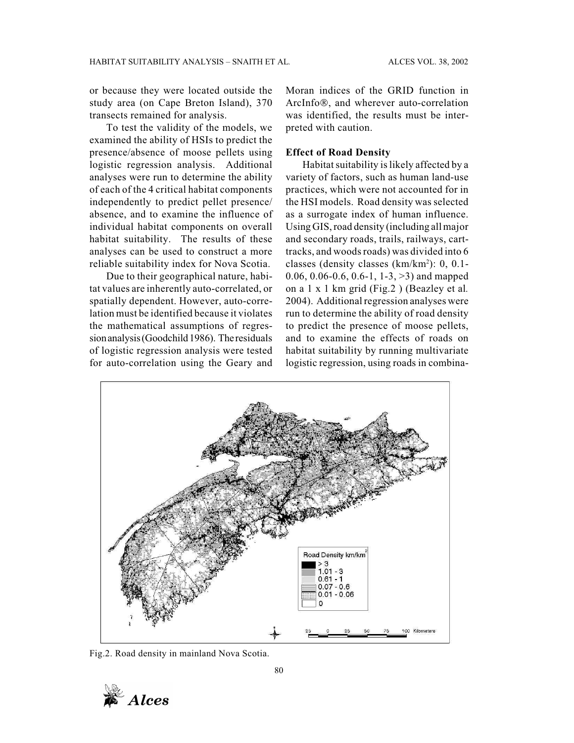or because they were located outside the study area (on Cape Breton Island), 370 transects remained for analysis.

To test the validity of the models, we examined the ability of HSIs to predict the presence/absence of moose pellets using logistic regression analysis. Additional analyses were run to determine the ability of each of the 4 critical habitat components independently to predict pellet presence/absence, and to examine the influence of individual habitat components on overall habitat suitability. The results of these analyses can be used to construct a more reliable suitability index for Nova Scotia.

Due to their geographical nature, habitat values are inherently auto-correlated, or spatially dependent. However, auto-correlation must be identified because it violates the mathematical assumptions of regression analysis (Goodchild 1986). The residuals of logistic regression analysis were tested for auto-correlation using the Geary and Moran indices of the GRID function in ArcInfo®, and wherever auto-correlation was identified, the results must be interpreted with caution.

**Effect of Road Density**

Habitat suitability is likely affected by a variety of factors, such as human land-use practices, which were not accounted for in the HSI models. Road density was selected as a surrogate index of human influence. Using GIS, road density (including all major and secondary roads, trails, railways, cart-tracks, and woods roads) was divided into 6 classes (density classes (km/km$^2$): 0, 0.1-0.06, 0.06-0.6, 0.6-1, 1-3, >3) and mapped on a 1 x 1 km grid (Fig.2 ) (Beazley et al*.* 2004). Additional regression analyses were run to determine the ability of road density to predict the presence of moose pellets, and to examine the effects of roads on habitat suitability by running multivariate logistic regression, using roads in combina-

Fig.2. Road density in mainland Nova Scotia.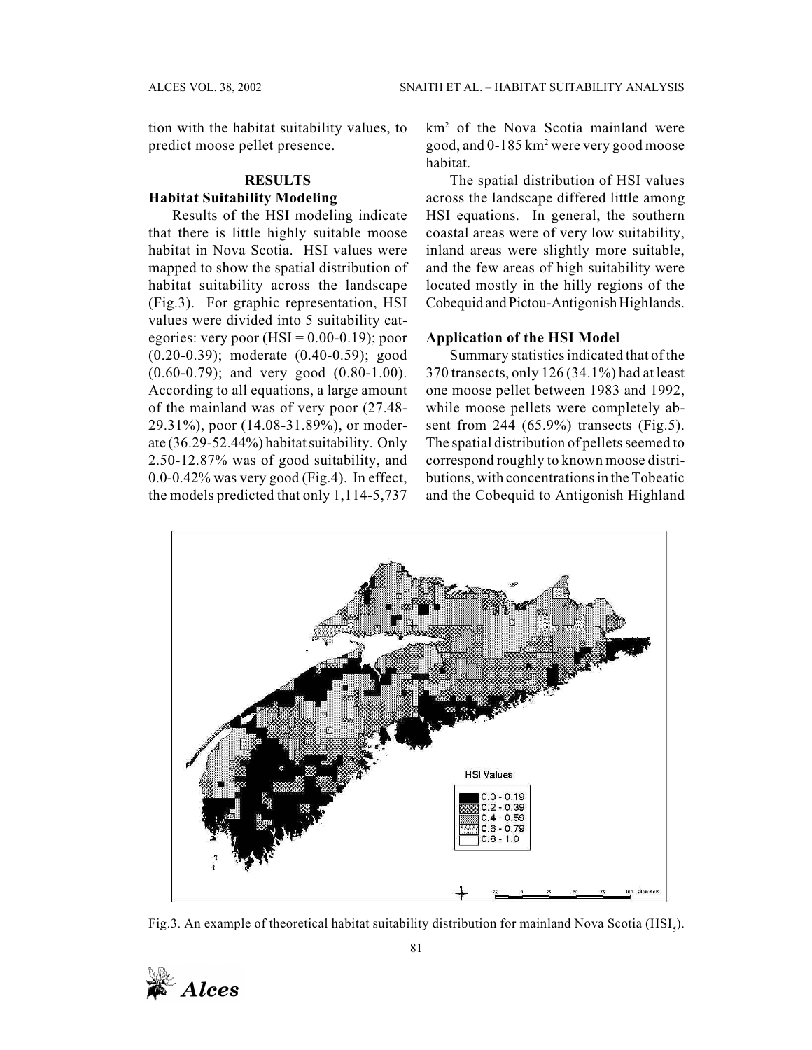tion with the habitat suitability values, to predict moose pellet presence.

## RESULTS

### Habitat Suitability Modeling

Results of the HSI modeling indicate that there is little highly suitable moose habitat in Nova Scotia. HSI values were mapped to show the spatial distribution of habitat suitability across the landscape (Fig.3). For graphic representation, HSI values were divided into 5 suitability categories: very poor (HSI = 0.00-0.19); poor (0.20-0.39); moderate (0.40-0.59); good (0.60-0.79); and very good (0.80-1.00). According to all equations, a large amount of the mainland was of very poor (27.48-29.31%), poor (14.08-31.89%), or moderate (36.29-52.44%) habitat suitability. Only 2.50-12.87% was of good suitability, and 0.0-0.42% was very good (Fig.4). In effect, the models predicted that only 1,114-5,737 $km^2$ of the Nova Scotia mainland were good, and 0-185 $km^2$ were very good moose habitat.

The spatial distribution of HSI values across the landscape differed little among HSI equations. In general, the southern coastal areas were of very low suitability, inland areas were slightly more suitable, and the few areas of high suitability were located mostly in the hilly regions of the Cobequid and Pictou-Antigonish Highlands.

### Application of the HSI Model

Summary statistics indicated that of the 370 transects, only 126 (34.1%) had at least one moose pellet between 1983 and 1992, while moose pellets were completely absent from 244 (65.9%) transects (Fig.5). The spatial distribution of pellets seemed to correspond roughly to known moose distributions, with concentrations in the Tobeatic and the Cobequid to Antigonish Highland

Fig.3. An example of theoretical habitat suitability distribution for mainland Nova Scotia ($HSI_5$).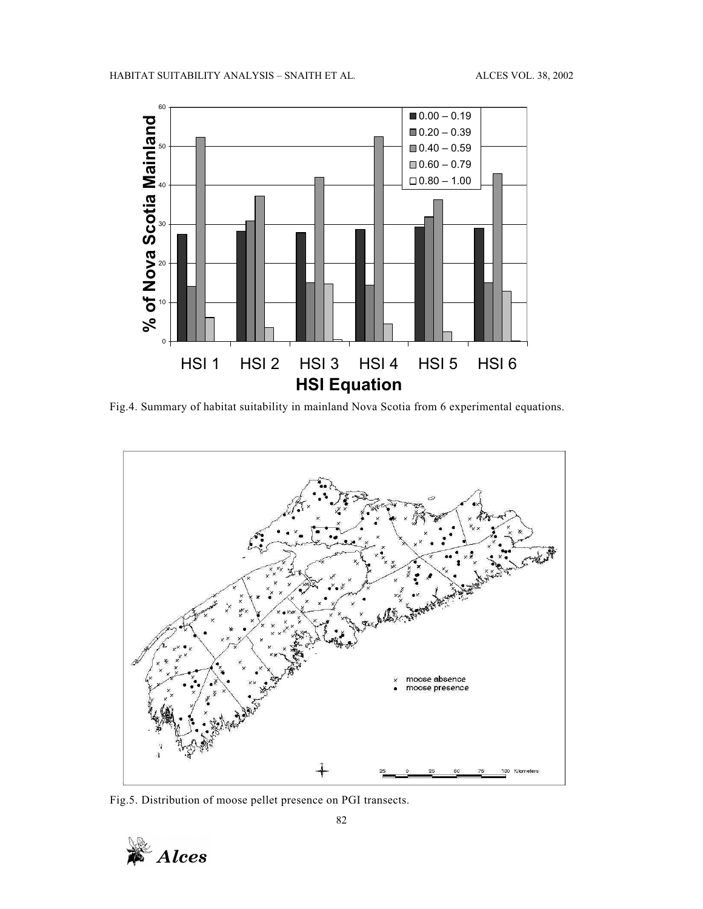Fig.4. Summary of habitat suitability in mainland Nova Scotia from 6 experimental equations.

Fig.5. Distribution of moose pellet presence on PGI transects.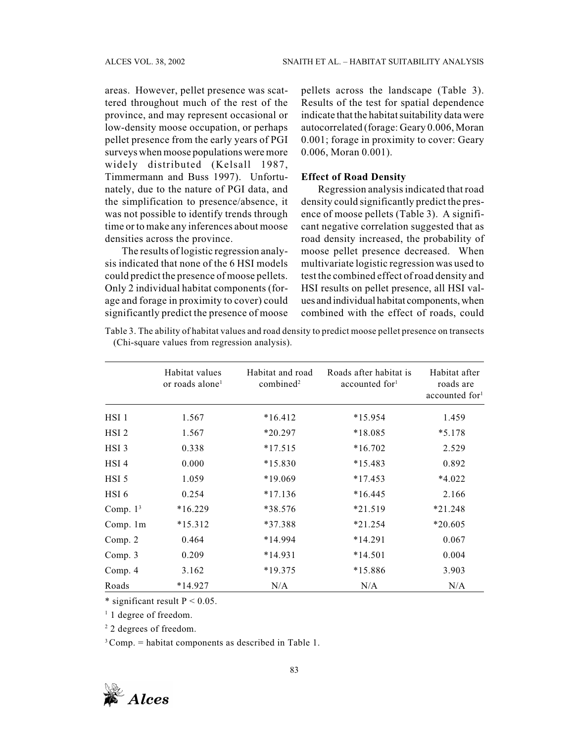areas. However, pellet presence was scattered throughout much of the rest of the province, and may represent occasional or low-density moose occupation, or perhaps pellet presence from the early years of PGI surveys when moose populations were more widely distributed (Kelsall 1987, Timmermann and Buss 1997). Unfortunately, due to the nature of PGI data, and the simplification to presence/absence, it was not possible to identify trends through time or to make any inferences about moose densities across the province.

The results of logistic regression analysis indicated that none of the 6 HSI models could predict the presence of moose pellets. Only 2 individual habitat components (forage and forage in proximity to cover) could significantly predict the presence of moose pellets across the landscape (Table 3). Results of the test for spatial dependence indicate that the habitat suitability data were autocorrelated (forage: Geary 0.006, Moran 0.001; forage in proximity to cover: Geary 0.006, Moran 0.001).

### Effect of Road Density

Regression analysis indicated that road density could significantly predict the presence of moose pellets (Table 3). A significant negative correlation suggested that as road density increased, the probability of moose pellet presence decreased. When multivariate logistic regression was used to test the combined effect of road density and HSI results on pellet presence, all HSI values and individual habitat components, when combined with the effect of roads, could

Table 3. The ability of habitat values and road density to predict moose pellet presence on transects (Chi-square values from regression analysis).

| | Habitat values or roads alone[1] | Habitat and road combined[2] | Roads after habitat is accounted for[1] | Habitat after roads are accounted for[1] |
|---|---|---|---|---|
| HSI 1 | 1.567 | *16.412 | *15.954 | 1.459 |
| HSI 2 | 1.567 | *20.297 | *18.085 | *5.178 |
| HSI 3 | 0.338 | *17.515 | *16.702 | 2.529 |
| HSI 4 | 0.000 | *15.830 | *15.483 | 0.892 |
| HSI 5 | 1.059 | *19.069 | *17.453 | *4.022 |
| HSI 6 | 0.254 | *17.136 | *16.445 | 2.166 |
| Comp. 1[3] | *16.229 | *38.576 | *21.519 | *21.248 |
| Comp. 1m | *15.312 | *37.388 | *21.254 | *20.605 |
| Comp. 2 | 0.464 | *14.994 | *14.291 | 0.067 |
| Comp. 3 | 0.209 | *14.931 | *14.501 | 0.004 |
| Comp. 4 | 3.162 | *19.375 | *15.886 | 3.903 |
| Roads | *14.927 | N/A | N/A | N/A |

* significant result $P < 0.05$.

[1] 1 degree of freedom.

[2] 2 degrees of freedom.

[3] Comp. = habitat components as described in Table 1.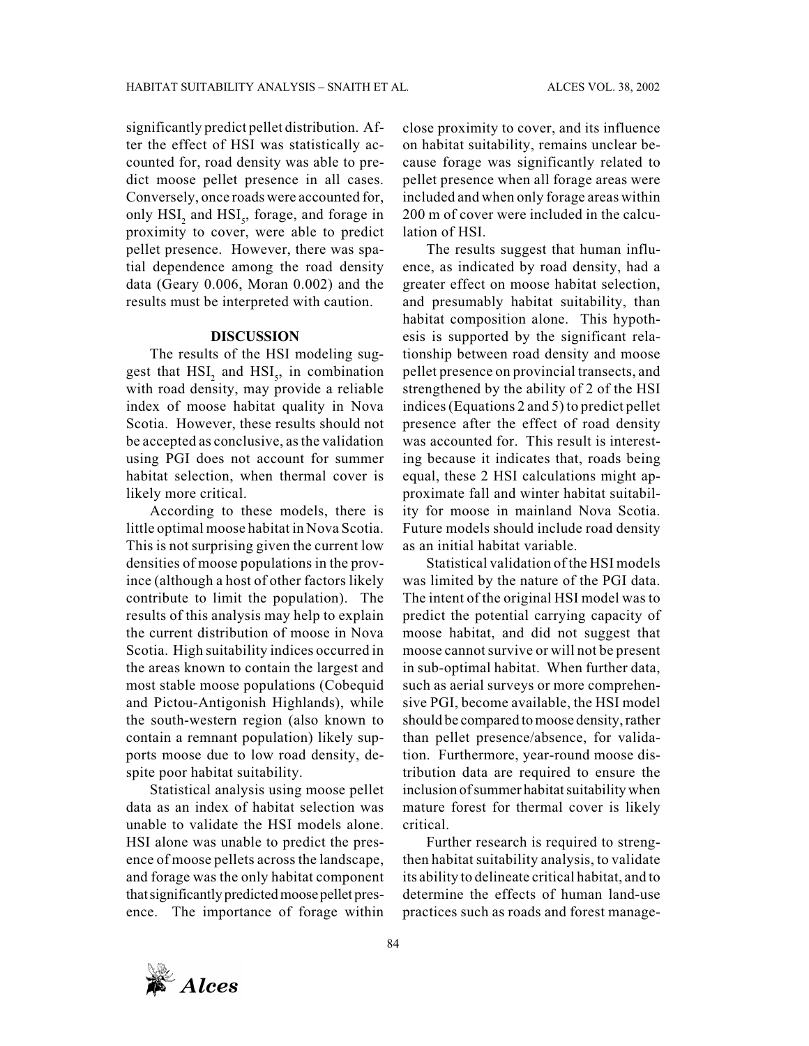significantly predict pellet distribution. After the effect of HSI was statistically accounted for, road density was able to predict moose pellet presence in all cases. Conversely, once roads were accounted for, only $HSI_2$ and $HSI_5$, forage, and forage in proximity to cover, were able to predict pellet presence. However, there was spatial dependence among the road density data (Geary 0.006, Moran 0.002) and the results must be interpreted with caution.

## DISCUSSION

The results of the HSI modeling suggest that $HSI_2$ and $HSI_5$, in combination with road density, may provide a reliable index of moose habitat quality in Nova Scotia. However, these results should not be accepted as conclusive, as the validation using PGI does not account for summer habitat selection, when thermal cover is likely more critical.

According to these models, there is little optimal moose habitat in Nova Scotia. This is not surprising given the current low densities of moose populations in the province (although a host of other factors likely contribute to limit the population). The results of this analysis may help to explain the current distribution of moose in Nova Scotia. High suitability indices occurred in the areas known to contain the largest and most stable moose populations (Cobequid and Pictou-Antigonish Highlands), while the south-western region (also known to contain a remnant population) likely supports moose due to low road density, despite poor habitat suitability.

Statistical analysis using moose pellet data as an index of habitat selection was unable to validate the HSI models alone. HSI alone was unable to predict the presence of moose pellets across the landscape, and forage was the only habitat component that significantly predicted moose pellet presence. The importance of forage within close proximity to cover, and its influence on habitat suitability, remains unclear because forage was significantly related to pellet presence when all forage areas were included and when only forage areas within 200 m of cover were included in the calculation of HSI.

The results suggest that human influence, as indicated by road density, had a greater effect on moose habitat selection, and presumably habitat suitability, than habitat composition alone. This hypothesis is supported by the significant relationship between road density and moose pellet presence on provincial transects, and strengthened by the ability of 2 of the HSI indices (Equations 2 and 5) to predict pellet presence after the effect of road density was accounted for. This result is interesting because it indicates that, roads being equal, these 2 HSI calculations might approximate fall and winter habitat suitability for moose in mainland Nova Scotia. Future models should include road density as an initial habitat variable.

Statistical validation of the HSI models was limited by the nature of the PGI data. The intent of the original HSI model was to predict the potential carrying capacity of moose habitat, and did not suggest that moose cannot survive or will not be present in sub-optimal habitat. When further data, such as aerial surveys or more comprehensive PGI, become available, the HSI model should be compared to moose density, rather than pellet presence/absence, for validation. Furthermore, year-round moose distribution data are required to ensure the inclusion of summer habitat suitability when mature forest for thermal cover is likely critical.

Further research is required to strengthen habitat suitability analysis, to validate its ability to delineate critical habitat, and to determine the effects of human land-use practices such as roads and forest manage-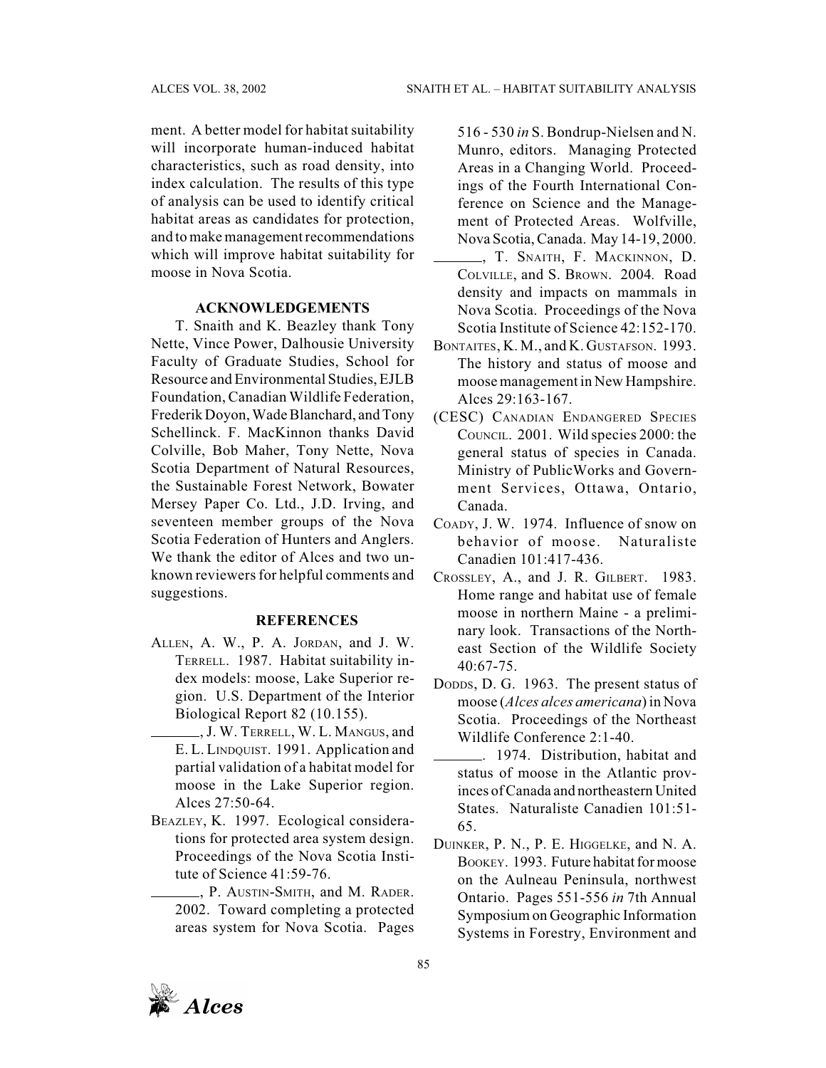ment. A better model for habitat suitability will incorporate human-induced habitat characteristics, such as road density, into index calculation. The results of this type of analysis can be used to identify critical habitat areas as candidates for protection, and to make management recommendations which will improve habitat suitability for moose in Nova Scotia.

## ACKNOWLEDGEMENTS

T. Snaith and K. Beazley thank Tony Nette, Vince Power, Dalhousie University Faculty of Graduate Studies, School for Resource and Environmental Studies, EJLB Foundation, Canadian Wildlife Federation, Frederik Doyon, Wade Blanchard, and Tony Schellinck. F. MacKinnon thanks David Colville, Bob Maher, Tony Nette, Nova Scotia Department of Natural Resources, the Sustainable Forest Network, Bowater Mersey Paper Co. Ltd., J.D. Irving, and seventeen member groups of the Nova Scotia Federation of Hunters and Anglers. We thank the editor of Alces and two unknown reviewers for helpful comments and suggestions.

## REFERENCES

Allen, A. W., P. A. Jordan, and J. W. Terrell. 1987. Habitat suitability index models: moose, Lake Superior region. U.S. Department of the Interior Biological Report 82 (10.155).

_______, J. W. Terrell, W. L. Mangus, and E. L. Lindquist. 1991. Application and partial validation of a habitat model for moose in the Lake Superior region. Alces 27:50-64.

Beazley, K. 1997. Ecological considerations for protected area system design. Proceedings of the Nova Scotia Institute of Science 41:59-76.

_______, P. Austin-Smith, and M. Rader. 2002. Toward completing a protected areas system for Nova Scotia. Pages 516 - 530 *in* S. Bondrup-Nielsen and N. Munro, editors. Managing Protected Areas in a Changing World. Proceedings of the Fourth International Conference on Science and the Management of Protected Areas. Wolfville, Nova Scotia, Canada. May 14-19, 2000.

_______, T. Snaith, F. Mackinnon, D. Colville, and S. Brown. 2004. Road density and impacts on mammals in Nova Scotia. Proceedings of the Nova Scotia Institute of Science 42:152-170.

Bontaites, K. M., and K. Gustafson. 1993. The history and status of moose and moose management in New Hampshire. Alces 29:163-167.

(CESC) Canadian Endangered Species Council. 2001. Wild species 2000: the general status of species in Canada. Ministry of PublicWorks and Government Services, Ottawa, Ontario, Canada.

Coady, J. W. 1974. Influence of snow on behavior of moose. Naturaliste Canadien 101:417-436.

Crossley, A., and J. R. Gilbert. 1983. Home range and habitat use of female moose in northern Maine - a preliminary look. Transactions of the Northeast Section of the Wildlife Society 40:67-75.

Dodds, D. G. 1963. The present status of moose (*Alces alces americana*) in Nova Scotia. Proceedings of the Northeast Wildlife Conference 2:1-40.

_______. 1974. Distribution, habitat and status of moose in the Atlantic provinces of Canada and northeastern United States. Naturaliste Canadien 101:51-65.

Duinker, P. N., P. E. Higgelke, and N. A. Bookey. 1993. Future habitat for moose on the Aulneau Peninsula, northwest Ontario. Pages 551-556 *in* 7th Annual Symposium on Geographic Information Systems in Forestry, Environment and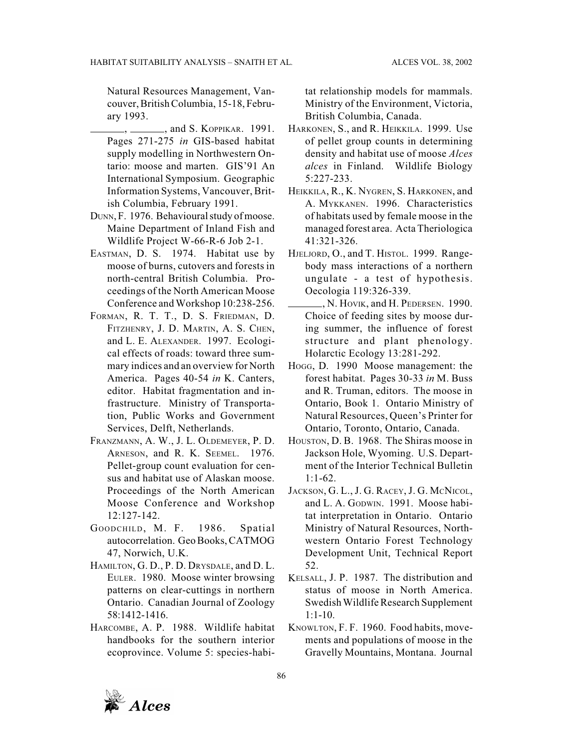Natural Resources Management, Vancouver, British Columbia, 15-18, February 1993.

\_\_\_\_\_\_, \_\_\_\_\_\_, and S. KOPPIKAR. 1991. Pages 271-275 *in* GIS-based habitat supply modelling in Northwestern Ontario: moose and marten. GIS'91 An International Symposium. Geographic Information Systems, Vancouver, British Columbia, February 1991.

DUNN, F. 1976. Behavioural study of moose. Maine Department of Inland Fish and Wildlife Project W-66-R-6 Job 2-1.

EASTMAN, D. S. 1974. Habitat use by moose of burns, cutovers and forests in north-central British Columbia. Proceedings of the North American Moose Conference and Workshop 10:238-256.

FORMAN, R. T. T., D. S. FRIEDMAN, D. FITZHENRY, J. D. MARTIN, A. S. CHEN, and L. E. ALEXANDER. 1997. Ecological effects of roads: toward three summary indices and an overview for North America. Pages 40-54 *in* K. Canters, editor. Habitat fragmentation and infrastructure. Ministry of Transportation, Public Works and Government Services, Delft, Netherlands.

FRANZMANN, A. W., J. L. OLDEMEYER, P. D. ARNESON, and R. K. SEEMEL. 1976. Pellet-group count evaluation for census and habitat use of Alaskan moose. Proceedings of the North American Moose Conference and Workshop 12:127-142.

GOODCHILD, M. F. 1986. Spatial autocorrelation. Geo Books, CATMOG 47, Norwich, U.K.

HAMILTON, G. D., P. D. DRYSDALE, and D. L. EULER. 1980. Moose winter browsing patterns on clear-cuttings in northern Ontario. Canadian Journal of Zoology 58:1412-1416.

HARCOMBE, A. P. 1988. Wildlife habitat handbooks for the southern interior ecoprovince. Volume 5: species-habitat relationship models for mammals. Ministry of the Environment, Victoria, British Columbia, Canada.

HARKONEN, S., and R. HEIKKILA. 1999. Use of pellet group counts in determining density and habitat use of moose *Alces alces* in Finland. Wildlife Biology 5:227-233.

HEIKKILA, R., K. NYGREN, S. HARKONEN, and A. MYKKANEN. 1996. Characteristics of habitats used by female moose in the managed forest area. Acta Theriologica 41:321-326.

HJELJORD, O., and T. HISTOL. 1999. Range-body mass interactions of a northern ungulate - a test of hypothesis. Oecologia 119:326-339.

\_\_\_\_\_\_, N. HOVIK, and H. PEDERSEN. 1990. Choice of feeding sites by moose during summer, the influence of forest structure and plant phenology. Holarctic Ecology 13:281-292.

HOGG, D. 1990 Moose management: the forest habitat. Pages 30-33 *in* M. Buss and R. Truman, editors. The moose in Ontario, Book 1. Ontario Ministry of Natural Resources, Queen's Printer for Ontario, Toronto, Ontario, Canada.

HOUSTON, D. B. 1968. The Shiras moose in Jackson Hole, Wyoming. U.S. Department of the Interior Technical Bulletin 1:1-62.

JACKSON, G. L., J. G. RACEY, J. G. MCNICOL, and L. A. GODWIN. 1991. Moose habitat interpretation in Ontario. Ontario Ministry of Natural Resources, Northwestern Ontario Forest Technology Development Unit, Technical Report 52.

KELSALL, J. P. 1987. The distribution and status of moose in North America. Swedish Wildlife Research Supplement 1:1-10.

KNOWLTON, F. F. 1960. Food habits, movements and populations of moose in the Gravelly Mountains, Montana. Journal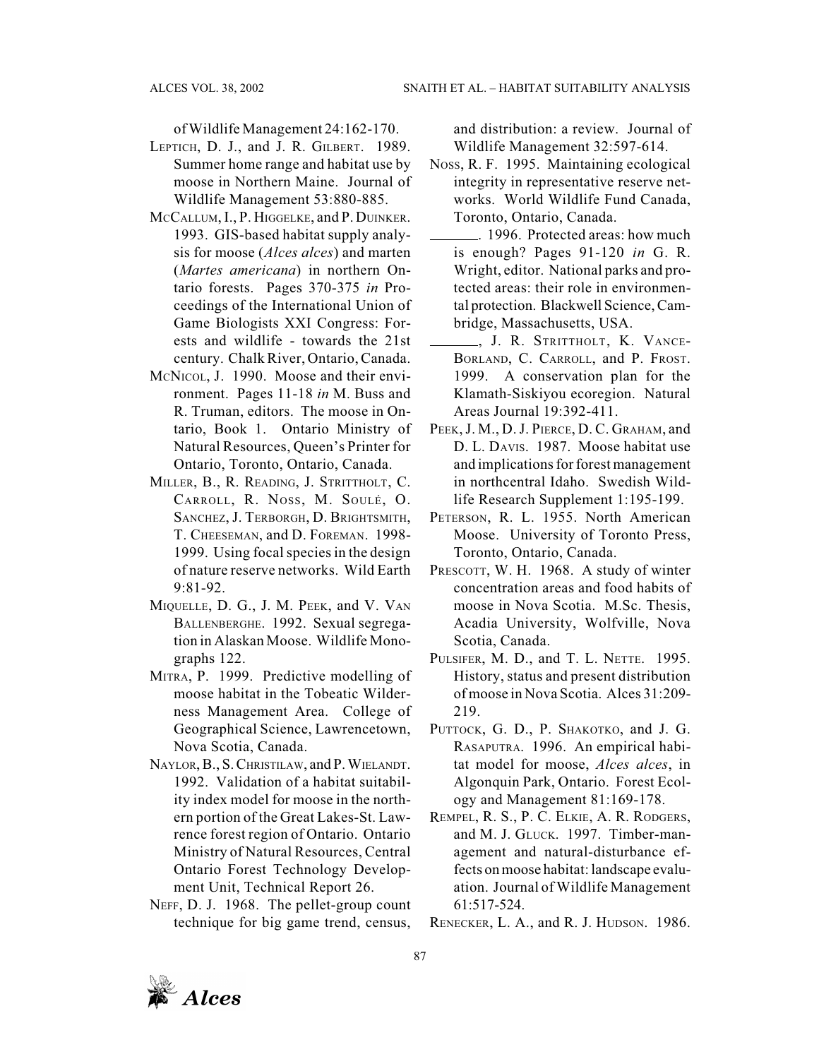of Wildlife Management 24:162-170.

LEPTICH, D. J., and J. R. GILBERT. 1989. Summer home range and habitat use by moose in Northern Maine. Journal of Wildlife Management 53:880-885.

MCCALLUM, I., P. HIGGELKE, and P. DUINKER. 1993. GIS-based habitat supply analysis for moose (*Alces alces*) and marten (*Martes americana*) in northern Ontario forests. Pages 370-375 *in* Proceedings of the International Union of Game Biologists XXI Congress: Forests and wildlife - towards the 21st century. Chalk River, Ontario, Canada.

MCNICOL, J. 1990. Moose and their environment. Pages 11-18 *in* M. Buss and R. Truman, editors. The moose in Ontario, Book 1. Ontario Ministry of Natural Resources, Queen's Printer for Ontario, Toronto, Ontario, Canada.

MILLER, B., R. READING, J. STRITTHOLT, C. CARROLL, R. NOSS, M. SOULÉ, O. SANCHEZ, J. TERBORGH, D. BRIGHTSMITH, T. CHEESEMAN, and D. FOREMAN. 1998-1999. Using focal species in the design of nature reserve networks. Wild Earth 9:81-92.

MIQUELLE, D. G., J. M. PEEK, and V. VAN BALLENBERGHE. 1992. Sexual segregation in Alaskan Moose. Wildlife Monographs 122.

MITRA, P. 1999. Predictive modelling of moose habitat in the Tobeatic Wilderness Management Area. College of Geographical Science, Lawrencetown, Nova Scotia, Canada.

NAYLOR, B., S. CHRISTILAW, and P. WIELANDT. 1992. Validation of a habitat suitability index model for moose in the northern portion of the Great Lakes-St. Lawrence forest region of Ontario. Ontario Ministry of Natural Resources, Central Ontario Forest Technology Development Unit, Technical Report 26.

NEFF, D. J. 1968. The pellet-group count technique for big game trend, census, and distribution: a review. Journal of Wildlife Management 32:597-614.

NOSS, R. F. 1995. Maintaining ecological integrity in representative reserve networks. World Wildlife Fund Canada, Toronto, Ontario, Canada.

______. 1996. Protected areas: how much is enough? Pages 91-120 *in* G. R. Wright, editor. National parks and protected areas: their role in environmental protection. Blackwell Science, Cambridge, Massachusetts, USA.

______, J. R. STRITTHOLT, K. VANCE-BORLAND, C. CARROLL, and P. FROST. 1999. A conservation plan for the Klamath-Siskiyou ecoregion. Natural Areas Journal 19:392-411.

PEEK, J. M., D. J. PIERCE, D. C. GRAHAM, and D. L. DAVIS. 1987. Moose habitat use and implications for forest management in northcentral Idaho. Swedish Wildlife Research Supplement 1:195-199.

PETERSON, R. L. 1955. North American Moose. University of Toronto Press, Toronto, Ontario, Canada.

PRESCOTT, W. H. 1968. A study of winter concentration areas and food habits of moose in Nova Scotia. M.Sc. Thesis, Acadia University, Wolfville, Nova Scotia, Canada.

PULSIFER, M. D., and T. L. NETTE. 1995. History, status and present distribution of moose in Nova Scotia. Alces 31:209-219.

PUTTOCK, G. D., P. SHAKOTKO, and J. G. RASAPUTRA. 1996. An empirical habitat model for moose, *Alces alces*, in Algonquin Park, Ontario. Forest Ecology and Management 81:169-178.

REMPEL, R. S., P. C. ELKIE, A. R. RODGERS, and M. J. GLUCK. 1997. Timber-management and natural-disturbance effects on moose habitat: landscape evaluation. Journal of Wildlife Management 61:517-524.

RENECKER, L. A., and R. J. HUDSON. 1986.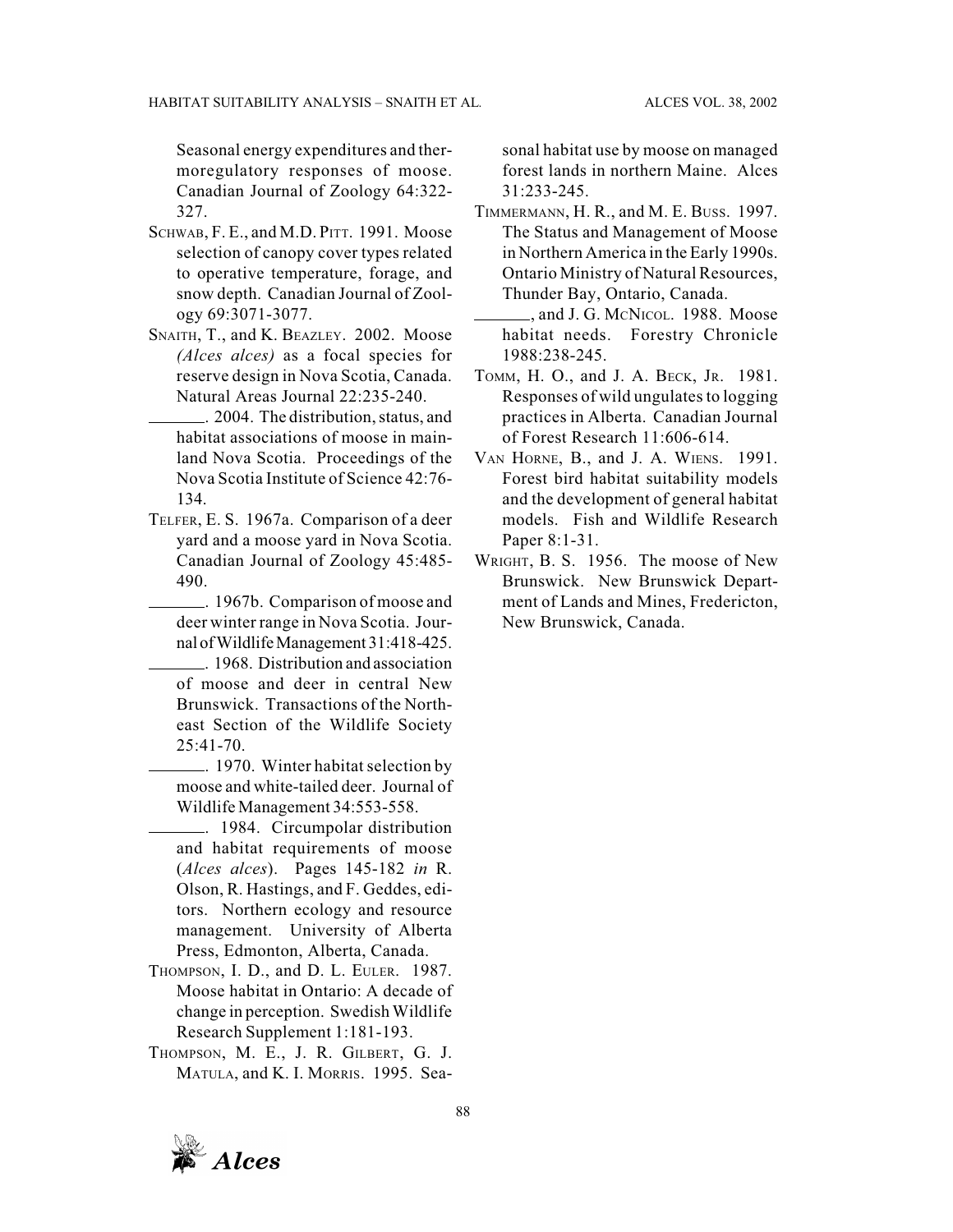Seasonal energy expenditures and thermoregulatory responses of moose. Canadian Journal of Zoology 64:322-327.

SCHWAB, F. E., and M.D. PITT. 1991. Moose selection of canopy cover types related to operative temperature, forage, and snow depth. Canadian Journal of Zoology 69:3071-3077.

SNAITH, T., and K. BEAZLEY. 2002. Moose *(Alces alces)* as a focal species for reserve design in Nova Scotia, Canada. Natural Areas Journal 22:235-240.

\_\_\_\_\_\_\_. 2004. The distribution, status, and habitat associations of moose in mainland Nova Scotia. Proceedings of the Nova Scotia Institute of Science 42:76-134.

TELFER, E. S. 1967a. Comparison of a deer yard and a moose yard in Nova Scotia. Canadian Journal of Zoology 45:485-490.

\_\_\_\_\_\_\_. 1967b. Comparison of moose and deer winter range in Nova Scotia. Journal of Wildlife Management 31:418-425.

\_\_\_\_\_\_\_. 1968. Distribution and association of moose and deer in central New Brunswick. Transactions of the Northeast Section of the Wildlife Society 25:41-70.

\_\_\_\_\_\_\_. 1970. Winter habitat selection by moose and white-tailed deer. Journal of Wildlife Management 34:553-558.

\_\_\_\_\_\_\_. 1984. Circumpolar distribution and habitat requirements of moose (*Alces alces*). Pages 145-182 *in* R. Olson, R. Hastings, and F. Geddes, editors. Northern ecology and resource management. University of Alberta Press, Edmonton, Alberta, Canada.

THOMPSON, I. D., and D. L. EULER. 1987. Moose habitat in Ontario: A decade of change in perception. Swedish Wildlife Research Supplement 1:181-193.

THOMPSON, M. E., J. R. GILBERT, G. J. MATULA, and K. I. MORRIS. 1995. Seasonal habitat use by moose on managed forest lands in northern Maine. Alces 31:233-245.

TIMMERMANN, H. R., and M. E. BUSS. 1997. The Status and Management of Moose in Northern America in the Early 1990s. Ontario Ministry of Natural Resources, Thunder Bay, Ontario, Canada.

\_\_\_\_\_\_\_, and J. G. MCNICOL. 1988. Moose habitat needs. Forestry Chronicle 1988:238-245.

TOMM, H. O., and J. A. BECK, JR. 1981. Responses of wild ungulates to logging practices in Alberta. Canadian Journal of Forest Research 11:606-614.

VAN HORNE, B., and J. A. WIENS. 1991. Forest bird habitat suitability models and the development of general habitat models. Fish and Wildlife Research Paper 8:1-31.

WRIGHT, B. S. 1956. The moose of New Brunswick. New Brunswick Department of Lands and Mines, Fredericton, New Brunswick, Canada.